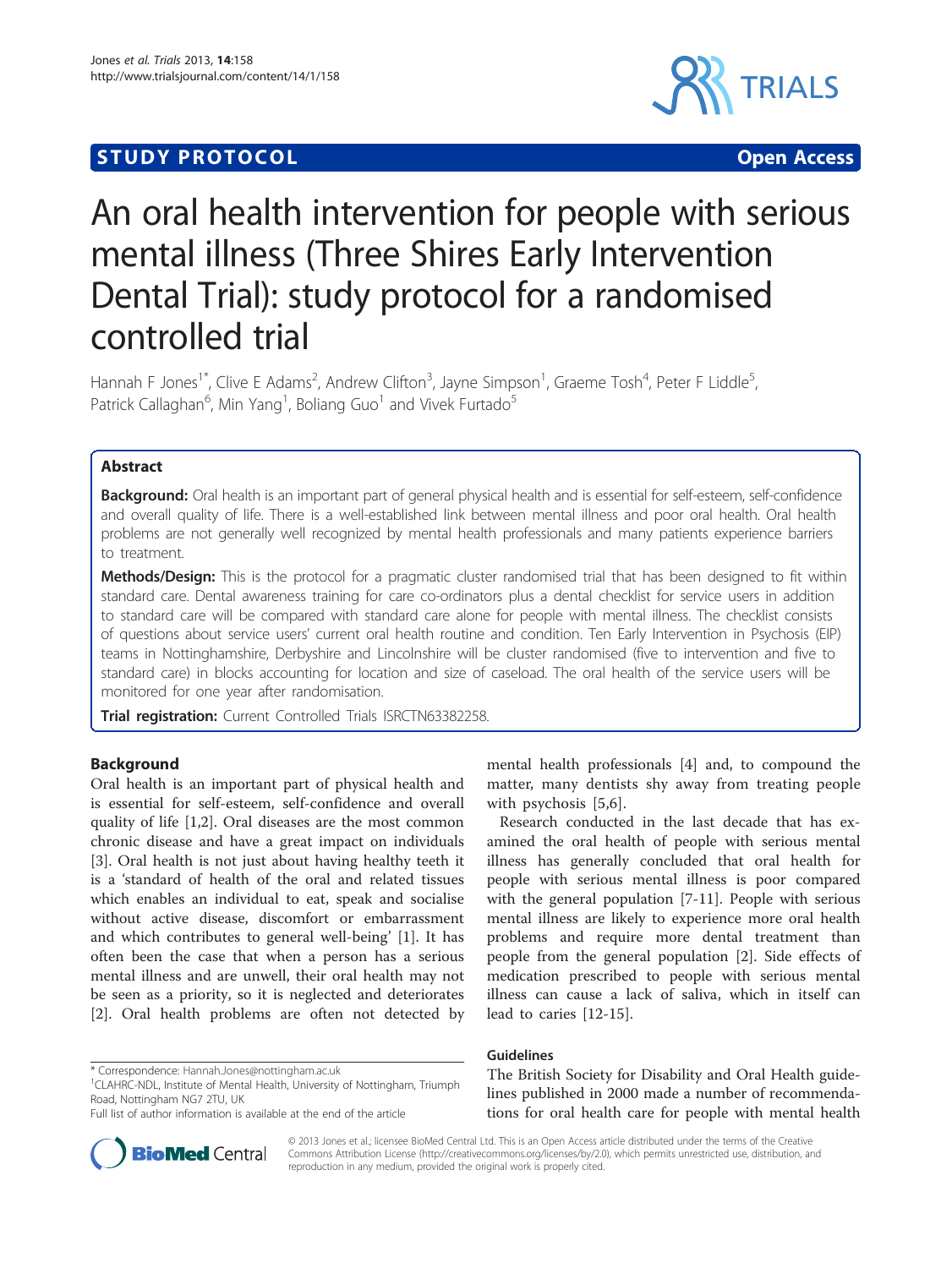**STUDY PROTOCOL** **Open Access**

# An oral health intervention for people with serious mental illness (Three Shires Early Intervention Dental Trial): study protocol for a randomised controlled trial

Hannah F Jones[1*], Clive E Adams[2], Andrew Clifton[3], Jayne Simpson[1], Graeme Tosh[4], Peter F Liddle[5], Patrick Callaghan[6], Min Yang[1], Boliang Guo[1] and Vivek Furtado[5]

## Abstract

**Background:** Oral health is an important part of general physical health and is essential for self-esteem, self-confidence and overall quality of life. There is a well-established link between mental illness and poor oral health. Oral health problems are not generally well recognized by mental health professionals and many patients experience barriers to treatment.

**Methods/Design:** This is the protocol for a pragmatic cluster randomised trial that has been designed to fit within standard care. Dental awareness training for care co-ordinators plus a dental checklist for service users in addition to standard care will be compared with standard care alone for people with mental illness. The checklist consists of questions about service users' current oral health routine and condition. Ten Early Intervention in Psychosis (EIP) teams in Nottinghamshire, Derbyshire and Lincolnshire will be cluster randomised (five to intervention and five to standard care) in blocks accounting for location and size of caseload. The oral health of the service users will be monitored for one year after randomisation.

**Trial registration:** Current Controlled Trials ISRCTN63382258.

## Background

Oral health is an important part of physical health and is essential for self-esteem, self-confidence and overall quality of life [1,2]. Oral diseases are the most common chronic disease and have a great impact on individuals [3]. Oral health is not just about having healthy teeth it is a 'standard of health of the oral and related tissues which enables an individual to eat, speak and socialise without active disease, discomfort or embarrassment and which contributes to general well-being' [1]. It has often been the case that when a person has a serious mental illness and are unwell, their oral health may not be seen as a priority, so it is neglected and deteriorates [2]. Oral health problems are often not detected by mental health professionals [4] and, to compound the matter, many dentists shy away from treating people with psychosis [5,6].

Research conducted in the last decade that has examined the oral health of people with serious mental illness has generally concluded that oral health for people with serious mental illness is poor compared with the general population [7-11]. People with serious mental illness are likely to experience more oral health problems and require more dental treatment than people from the general population [2]. Side effects of medication prescribed to people with serious mental illness can cause a lack of saliva, which in itself can lead to caries [12-15].

### Guidelines

The British Society for Disability and Oral Health guidelines published in 2000 made a number of recommendations for oral health care for people with mental health

\* Correspondence: Hannah.Jones@nottingham.ac.uk
[1]CLAHRC-NDL, Institute of Mental Health, University of Nottingham, Triumph Road, Nottingham NG7 2TU, UK
Full list of author information is available at the end of the article

© 2013 Jones et al.; licensee BioMed Central Ltd. This is an Open Access article distributed under the terms of the Creative Commons Attribution License (http://creativecommons.org/licenses/by/2.0), which permits unrestricted use, distribution, and reproduction in any medium, provided the original work is properly cited.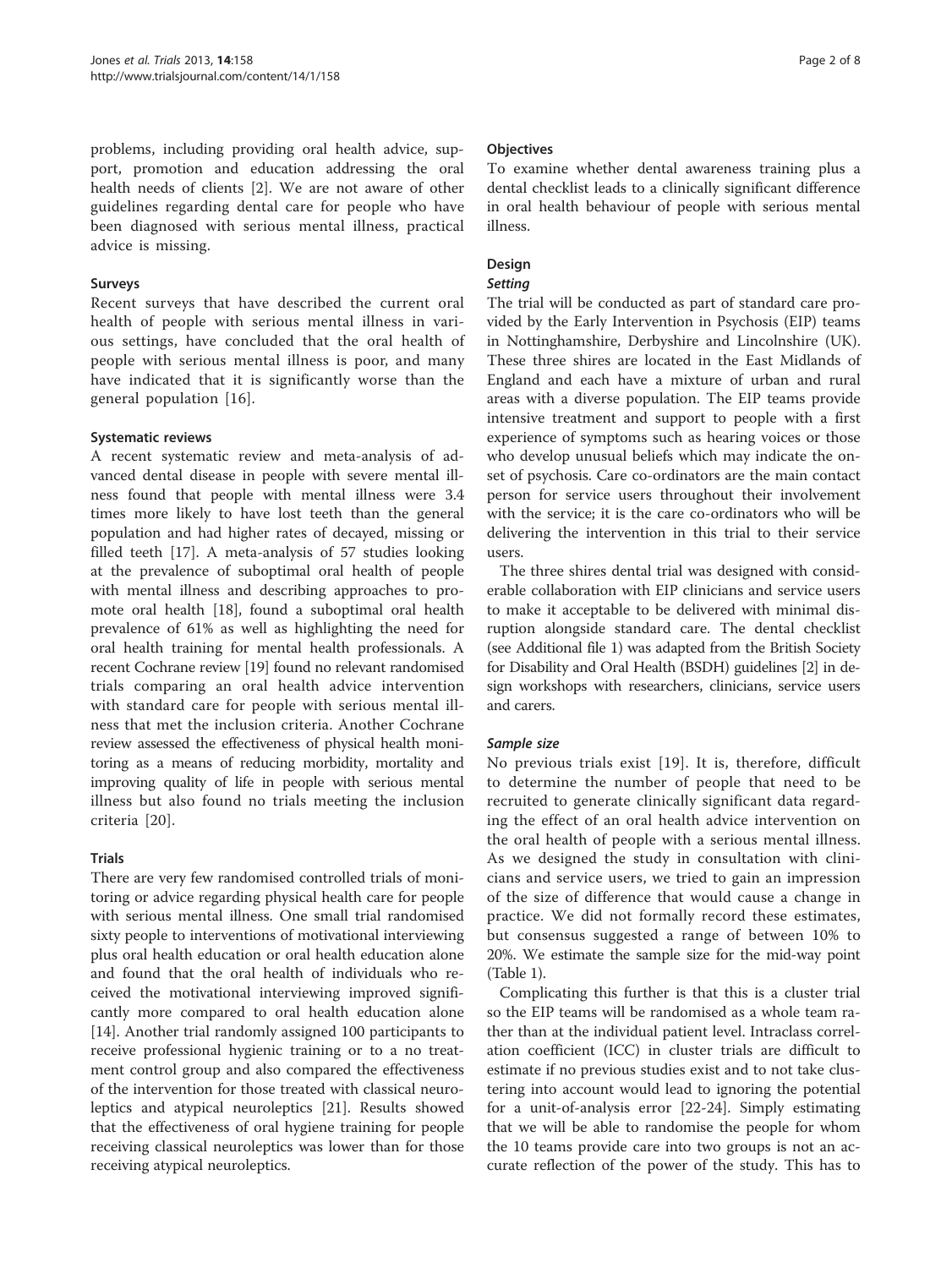problems, including providing oral health advice, support, promotion and education addressing the oral health needs of clients [2]. We are not aware of other guidelines regarding dental care for people who have been diagnosed with serious mental illness, practical advice is missing.

### Surveys

Recent surveys that have described the current oral health of people with serious mental illness in various settings, have concluded that the oral health of people with serious mental illness is poor, and many have indicated that it is significantly worse than the general population [16].

### Systematic reviews

A recent systematic review and meta-analysis of advanced dental disease in people with severe mental illness found that people with mental illness were 3.4 times more likely to have lost teeth than the general population and had higher rates of decayed, missing or filled teeth [17]. A meta-analysis of 57 studies looking at the prevalence of suboptimal oral health of people with mental illness and describing approaches to promote oral health [18], found a suboptimal oral health prevalence of 61% as well as highlighting the need for oral health training for mental health professionals. A recent Cochrane review [19] found no relevant randomised trials comparing an oral health advice intervention with standard care for people with serious mental illness that met the inclusion criteria. Another Cochrane review assessed the effectiveness of physical health monitoring as a means of reducing morbidity, mortality and improving quality of life in people with serious mental illness but also found no trials meeting the inclusion criteria [20].

### Trials

There are very few randomised controlled trials of monitoring or advice regarding physical health care for people with serious mental illness. One small trial randomised sixty people to interventions of motivational interviewing plus oral health education or oral health education alone and found that the oral health of individuals who received the motivational interviewing improved significantly more compared to oral health education alone [14]. Another trial randomly assigned 100 participants to receive professional hygienic training or to a no treatment control group and also compared the effectiveness of the intervention for those treated with classical neuroleptics and atypical neuroleptics [21]. Results showed that the effectiveness of oral hygiene training for people receiving classical neuroleptics was lower than for those receiving atypical neuroleptics.

### Objectives

To examine whether dental awareness training plus a dental checklist leads to a clinically significant difference in oral health behaviour of people with serious mental illness.

### Design

#### *Setting*

The trial will be conducted as part of standard care provided by the Early Intervention in Psychosis (EIP) teams in Nottinghamshire, Derbyshire and Lincolnshire (UK). These three shires are located in the East Midlands of England and each have a mixture of urban and rural areas with a diverse population. The EIP teams provide intensive treatment and support to people with a first experience of symptoms such as hearing voices or those who develop unusual beliefs which may indicate the onset of psychosis. Care co-ordinators are the main contact person for service users throughout their involvement with the service; it is the care co-ordinators who will be delivering the intervention in this trial to their service users.

The three shires dental trial was designed with considerable collaboration with EIP clinicians and service users to make it acceptable to be delivered with minimal disruption alongside standard care. The dental checklist (see Additional file 1) was adapted from the British Society for Disability and Oral Health (BSDH) guidelines [2] in design workshops with researchers, clinicians, service users and carers.

#### *Sample size*

No previous trials exist [19]. It is, therefore, difficult to determine the number of people that need to be recruited to generate clinically significant data regarding the effect of an oral health advice intervention on the oral health of people with a serious mental illness. As we designed the study in consultation with clinicians and service users, we tried to gain an impression of the size of difference that would cause a change in practice. We did not formally record these estimates, but consensus suggested a range of between 10% to 20%. We estimate the sample size for the mid-way point (Table 1).

Complicating this further is that this is a cluster trial so the EIP teams will be randomised as a whole team rather than at the individual patient level. Intraclass correlation coefficient (ICC) in cluster trials are difficult to estimate if no previous studies exist and to not take clustering into account would lead to ignoring the potential for a unit-of-analysis error [22-24]. Simply estimating that we will be able to randomise the people for whom the 10 teams provide care into two groups is not an accurate reflection of the power of the study. This has to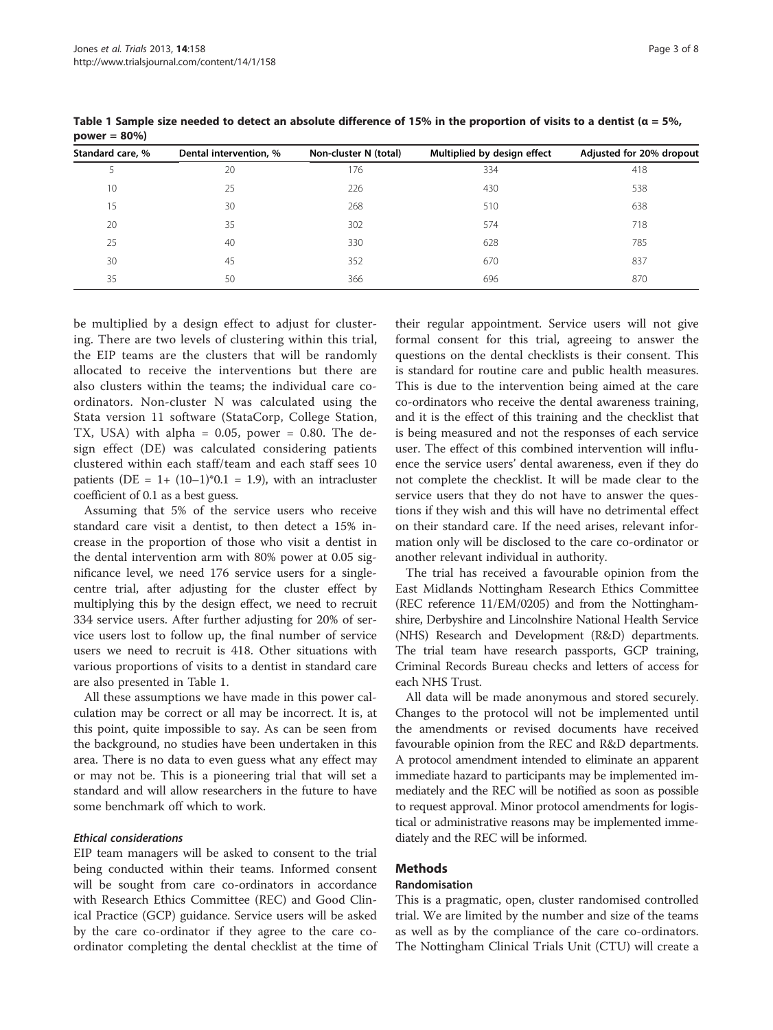**Table 1 Sample size needed to detect an absolute difference of 15% in the proportion of visits to a dentist (α = 5%, power = 80%)**

| Standard care, % | Dental intervention, % | Non-cluster N (total) | Multiplied by design effect | Adjusted for 20% dropout |
|---|---|---|---|---|
| 5 | 20 | 176 | 334 | 418 |
| 10 | 25 | 226 | 430 | 538 |
| 15 | 30 | 268 | 510 | 638 |
| 20 | 35 | 302 | 574 | 718 |
| 25 | 40 | 330 | 628 | 785 |
| 30 | 45 | 352 | 670 | 837 |
| 35 | 50 | 366 | 696 | 870 |

be multiplied by a design effect to adjust for clustering. There are two levels of clustering within this trial, the EIP teams are the clusters that will be randomly allocated to receive the interventions but there are also clusters within the teams; the individual care co-ordinators. Non-cluster N was calculated using the Stata version 11 software (StataCorp, College Station, TX, USA) with alpha = 0.05, power = 0.80. The design effect (DE) was calculated considering patients clustered within each staff/team and each staff sees 10 patients (DE = 1+ (10–1)*0.1 = 1.9), with an intracluster coefficient of 0.1 as a best guess.

Assuming that 5% of the service users who receive standard care visit a dentist, to then detect a 15% increase in the proportion of those who visit a dentist in the dental intervention arm with 80% power at 0.05 significance level, we need 176 service users for a single-centre trial, after adjusting for the cluster effect by multiplying this by the design effect, we need to recruit 334 service users. After further adjusting for 20% of service users lost to follow up, the final number of service users we need to recruit is 418. Other situations with various proportions of visits to a dentist in standard care are also presented in Table 1.

All these assumptions we have made in this power calculation may be correct or all may be incorrect. It is, at this point, quite impossible to say. As can be seen from the background, no studies have been undertaken in this area. There is no data to even guess what any effect may or may not be. This is a pioneering trial that will set a standard and will allow researchers in the future to have some benchmark off which to work.

#### *Ethical considerations*

EIP team managers will be asked to consent to the trial being conducted within their teams. Informed consent will be sought from care co-ordinators in accordance with Research Ethics Committee (REC) and Good Clinical Practice (GCP) guidance. Service users will be asked by the care co-ordinator if they agree to the care co-ordinator completing the dental checklist at the time of their regular appointment. Service users will not give formal consent for this trial, agreeing to answer the questions on the dental checklists is their consent. This is standard for routine care and public health measures. This is due to the intervention being aimed at the care co-ordinators who receive the dental awareness training, and it is the effect of this training and the checklist that is being measured and not the responses of each service user. The effect of this combined intervention will influence the service users' dental awareness, even if they do not complete the checklist. It will be made clear to the service users that they do not have to answer the questions if they wish and this will have no detrimental effect on their standard care. If the need arises, relevant information only will be disclosed to the care co-ordinator or another relevant individual in authority.

The trial has received a favourable opinion from the East Midlands Nottingham Research Ethics Committee (REC reference 11/EM/0205) and from the Nottinghamshire, Derbyshire and Lincolnshire National Health Service (NHS) Research and Development (R&D) departments. The trial team have research passports, GCP training, Criminal Records Bureau checks and letters of access for each NHS Trust.

All data will be made anonymous and stored securely. Changes to the protocol will not be implemented until the amendments or revised documents have received favourable opinion from the REC and R&D departments. A protocol amendment intended to eliminate an apparent immediate hazard to participants may be implemented immediately and the REC will be notified as soon as possible to request approval. Minor protocol amendments for logistical or administrative reasons may be implemented immediately and the REC will be informed.

## Methods

### Randomisation

This is a pragmatic, open, cluster randomised controlled trial. We are limited by the number and size of the teams as well as by the compliance of the care co-ordinators. The Nottingham Clinical Trials Unit (CTU) will create a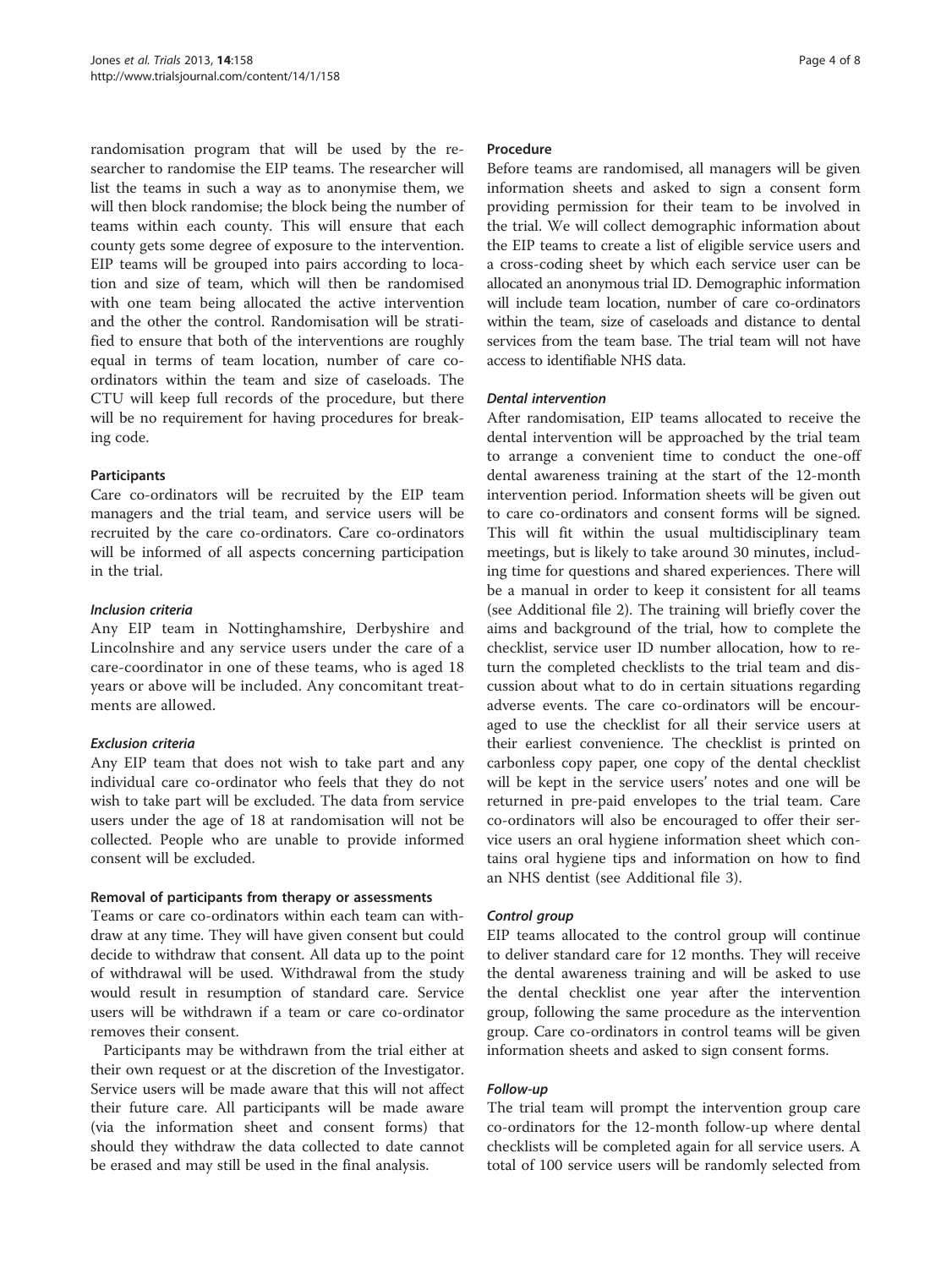randomisation program that will be used by the researcher to randomise the EIP teams. The researcher will list the teams in such a way as to anonymise them, we will then block randomise; the block being the number of teams within each county. This will ensure that each county gets some degree of exposure to the intervention. EIP teams will be grouped into pairs according to location and size of team, which will then be randomised with one team being allocated the active intervention and the other the control. Randomisation will be stratified to ensure that both of the interventions are roughly equal in terms of team location, number of care co-ordinators within the team and size of caseloads. The CTU will keep full records of the procedure, but there will be no requirement for having procedures for breaking code.

### Participants

Care co-ordinators will be recruited by the EIP team managers and the trial team, and service users will be recruited by the care co-ordinators. Care co-ordinators will be informed of all aspects concerning participation in the trial.

#### *Inclusion criteria*

Any EIP team in Nottinghamshire, Derbyshire and Lincolnshire and any service users under the care of a care-coordinator in one of these teams, who is aged 18 years or above will be included. Any concomitant treatments are allowed.

#### *Exclusion criteria*

Any EIP team that does not wish to take part and any individual care co-ordinator who feels that they do not wish to take part will be excluded. The data from service users under the age of 18 at randomisation will not be collected. People who are unable to provide informed consent will be excluded.

### Removal of participants from therapy or assessments

Teams or care co-ordinators within each team can withdraw at any time. They will have given consent but could decide to withdraw that consent. All data up to the point of withdrawal will be used. Withdrawal from the study would result in resumption of standard care. Service users will be withdrawn if a team or care co-ordinator removes their consent.

Participants may be withdrawn from the trial either at their own request or at the discretion of the Investigator. Service users will be made aware that this will not affect their future care. All participants will be made aware (via the information sheet and consent forms) that should they withdraw the data collected to date cannot be erased and may still be used in the final analysis.

### Procedure

Before teams are randomised, all managers will be given information sheets and asked to sign a consent form providing permission for their team to be involved in the trial. We will collect demographic information about the EIP teams to create a list of eligible service users and a cross-coding sheet by which each service user can be allocated an anonymous trial ID. Demographic information will include team location, number of care co-ordinators within the team, size of caseloads and distance to dental services from the team base. The trial team will not have access to identifiable NHS data.

#### *Dental intervention*

After randomisation, EIP teams allocated to receive the dental intervention will be approached by the trial team to arrange a convenient time to conduct the one-off dental awareness training at the start of the 12-month intervention period. Information sheets will be given out to care co-ordinators and consent forms will be signed. This will fit within the usual multidisciplinary team meetings, but is likely to take around 30 minutes, including time for questions and shared experiences. There will be a manual in order to keep it consistent for all teams (see Additional file 2). The training will briefly cover the aims and background of the trial, how to complete the checklist, service user ID number allocation, how to return the completed checklists to the trial team and discussion about what to do in certain situations regarding adverse events. The care co-ordinators will be encouraged to use the checklist for all their service users at their earliest convenience. The checklist is printed on carbonless copy paper, one copy of the dental checklist will be kept in the service users' notes and one will be returned in pre-paid envelopes to the trial team. Care co-ordinators will also be encouraged to offer their service users an oral hygiene information sheet which contains oral hygiene tips and information on how to find an NHS dentist (see Additional file 3).

#### *Control group*

EIP teams allocated to the control group will continue to deliver standard care for 12 months. They will receive the dental awareness training and will be asked to use the dental checklist one year after the intervention group, following the same procedure as the intervention group. Care co-ordinators in control teams will be given information sheets and asked to sign consent forms.

#### *Follow-up*

The trial team will prompt the intervention group care co-ordinators for the 12-month follow-up where dental checklists will be completed again for all service users. A total of 100 service users will be randomly selected from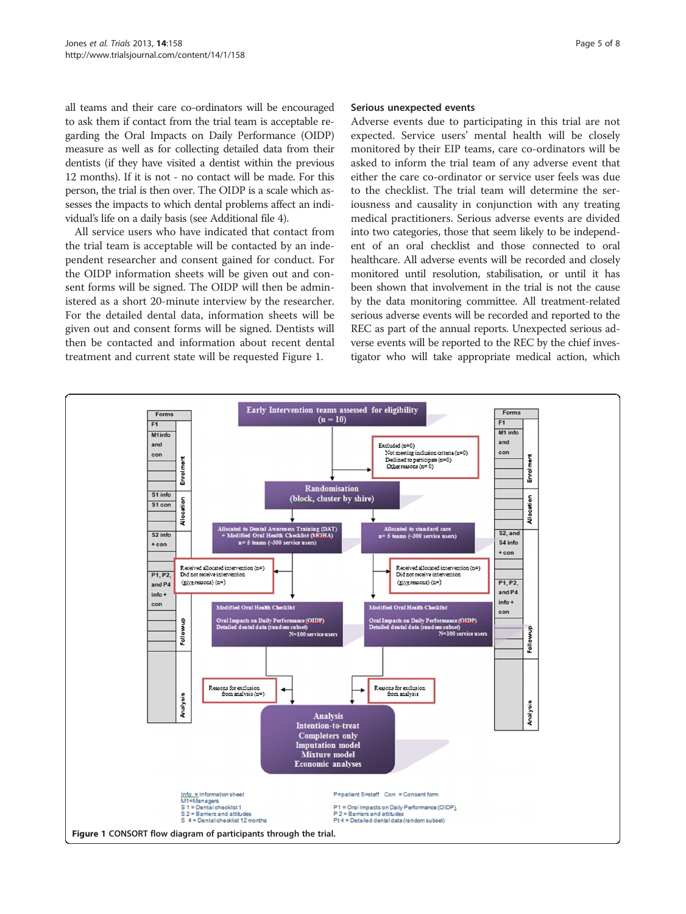all teams and their care co-ordinators will be encouraged to ask them if contact from the trial team is acceptable regarding the Oral Impacts on Daily Performance (OIDP) measure as well as for collecting detailed data from their dentists (if they have visited a dentist within the previous 12 months). If it is not - no contact will be made. For this person, the trial is then over. The OIDP is a scale which assesses the impacts to which dental problems affect an individual's life on a daily basis (see Additional file 4).

All service users who have indicated that contact from the trial team is acceptable will be contacted by an independent researcher and consent gained for conduct. For the OIDP information sheets will be given out and consent forms will be signed. The OIDP will then be administered as a short 20-minute interview by the researcher. For the detailed dental data, information sheets will be given out and consent forms will be signed. Dentists will then be contacted and information about recent dental treatment and current state will be requested Figure 1.

### Serious unexpected events

Adverse events due to participating in this trial are not expected. Service users' mental health will be closely monitored by their EIP teams, care co-ordinators will be asked to inform the trial team of any adverse event that either the care co-ordinator or service user feels was due to the checklist. The trial team will determine the seriousness and causality in conjunction with any treating medical practitioners. Serious adverse events are divided into two categories, those that seem likely to be independent of an oral checklist and those connected to oral healthcare. All adverse events will be recorded and closely monitored until resolution, stabilisation, or until it has been shown that involvement in the trial is not the cause by the data monitoring committee. All treatment-related serious adverse events will be recorded and reported to the REC as part of the annual reports. Unexpected serious adverse events will be reported to the REC by the chief investigator who will take appropriate medical action, which

**Figure 1** CONSORT flow diagram of participants through the trial.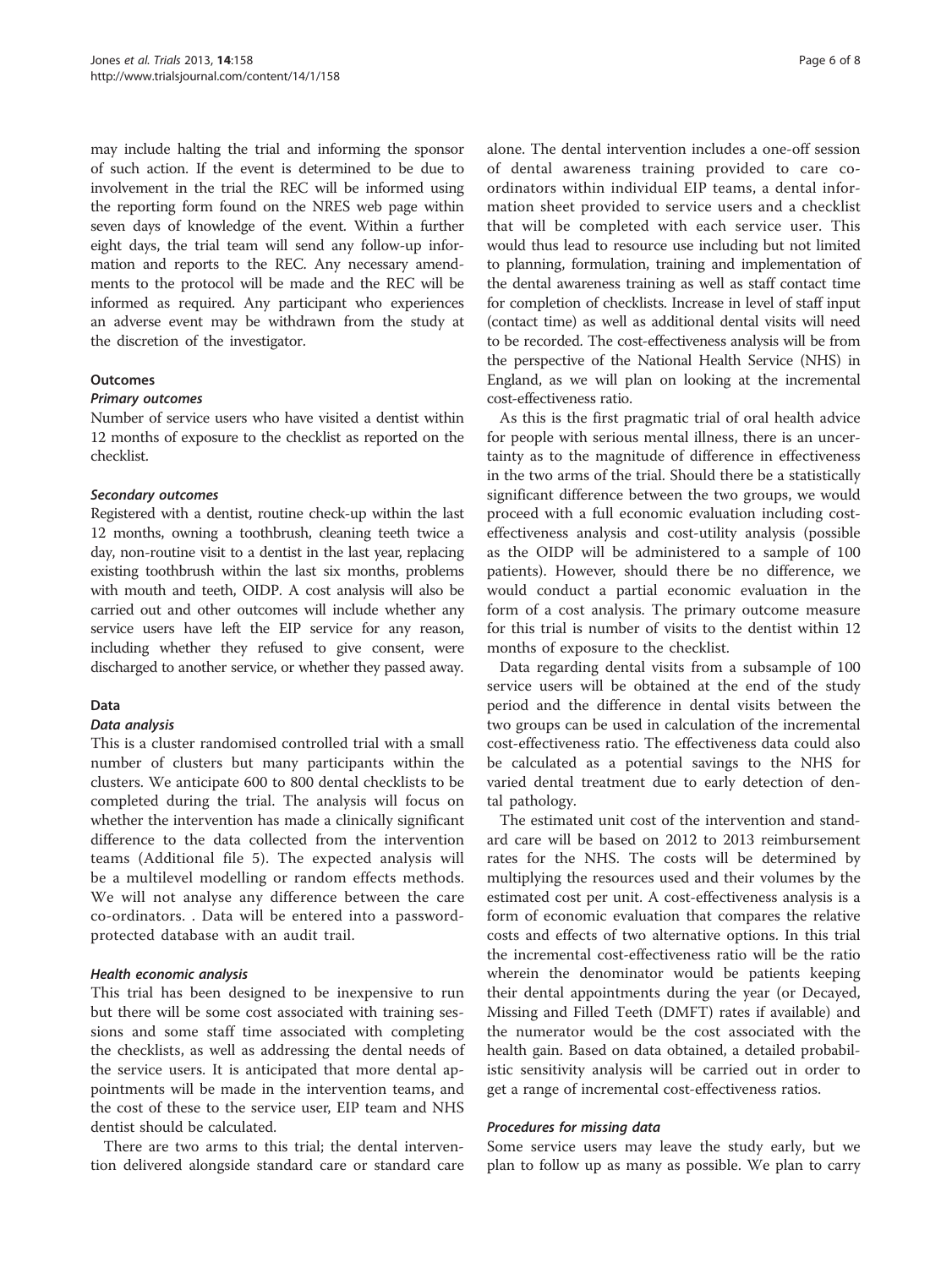may include halting the trial and informing the sponsor of such action. If the event is determined to be due to involvement in the trial the REC will be informed using the reporting form found on the NRES web page within seven days of knowledge of the event. Within a further eight days, the trial team will send any follow-up information and reports to the REC. Any necessary amendments to the protocol will be made and the REC will be informed as required. Any participant who experiences an adverse event may be withdrawn from the study at the discretion of the investigator.

## Outcomes

### *Primary outcomes*

Number of service users who have visited a dentist within 12 months of exposure to the checklist as reported on the checklist.

### *Secondary outcomes*

Registered with a dentist, routine check-up within the last 12 months, owning a toothbrush, cleaning teeth twice a day, non-routine visit to a dentist in the last year, replacing existing toothbrush within the last six months, problems with mouth and teeth, OIDP. A cost analysis will also be carried out and other outcomes will include whether any service users have left the EIP service for any reason, including whether they refused to give consent, were discharged to another service, or whether they passed away.

## Data

### *Data analysis*

This is a cluster randomised controlled trial with a small number of clusters but many participants within the clusters. We anticipate 600 to 800 dental checklists to be completed during the trial. The analysis will focus on whether the intervention has made a clinically significant difference to the data collected from the intervention teams (Additional file 5). The expected analysis will be a multilevel modelling or random effects methods. We will not analyse any difference between the care co-ordinators. . Data will be entered into a password-protected database with an audit trail.

### *Health economic analysis*

This trial has been designed to be inexpensive to run but there will be some cost associated with training sessions and some staff time associated with completing the checklists, as well as addressing the dental needs of the service users. It is anticipated that more dental appointments will be made in the intervention teams, and the cost of these to the service user, EIP team and NHS dentist should be calculated.

There are two arms to this trial; the dental intervention delivered alongside standard care or standard care alone. The dental intervention includes a one-off session of dental awareness training provided to care co-ordinators within individual EIP teams, a dental information sheet provided to service users and a checklist that will be completed with each service user. This would thus lead to resource use including but not limited to planning, formulation, training and implementation of the dental awareness training as well as staff contact time for completion of checklists. Increase in level of staff input (contact time) as well as additional dental visits will need to be recorded. The cost-effectiveness analysis will be from the perspective of the National Health Service (NHS) in England, as we will plan on looking at the incremental cost-effectiveness ratio.

As this is the first pragmatic trial of oral health advice for people with serious mental illness, there is an uncertainty as to the magnitude of difference in effectiveness in the two arms of the trial. Should there be a statistically significant difference between the two groups, we would proceed with a full economic evaluation including cost-effectiveness analysis and cost-utility analysis (possible as the OIDP will be administered to a sample of 100 patients). However, should there be no difference, we would conduct a partial economic evaluation in the form of a cost analysis. The primary outcome measure for this trial is number of visits to the dentist within 12 months of exposure to the checklist.

Data regarding dental visits from a subsample of 100 service users will be obtained at the end of the study period and the difference in dental visits between the two groups can be used in calculation of the incremental cost-effectiveness ratio. The effectiveness data could also be calculated as a potential savings to the NHS for varied dental treatment due to early detection of dental pathology.

The estimated unit cost of the intervention and standard care will be based on 2012 to 2013 reimbursement rates for the NHS. The costs will be determined by multiplying the resources used and their volumes by the estimated cost per unit. A cost-effectiveness analysis is a form of economic evaluation that compares the relative costs and effects of two alternative options. In this trial the incremental cost-effectiveness ratio will be the ratio wherein the denominator would be patients keeping their dental appointments during the year (or Decayed, Missing and Filled Teeth (DMFT) rates if available) and the numerator would be the cost associated with the health gain. Based on data obtained, a detailed probabilistic sensitivity analysis will be carried out in order to get a range of incremental cost-effectiveness ratios.

### *Procedures for missing data*

Some service users may leave the study early, but we plan to follow up as many as possible. We plan to carry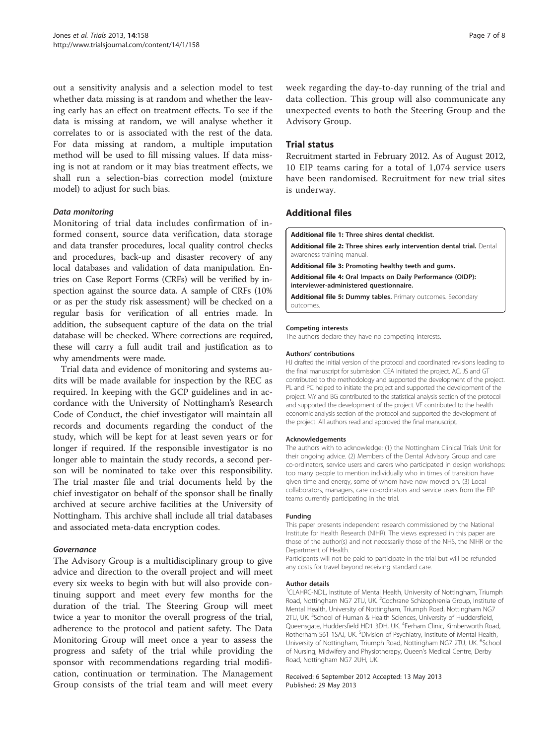out a sensitivity analysis and a selection model to test whether data missing is at random and whether the leaving early has an effect on treatment effects. To see if the data is missing at random, we will analyse whether it correlates to or is associated with the rest of the data. For data missing at random, a multiple imputation method will be used to fill missing values. If data missing is not at random or it may bias treatment effects, we shall run a selection-bias correction model (mixture model) to adjust for such bias.

#### *Data monitoring*

Monitoring of trial data includes confirmation of informed consent, source data verification, data storage and data transfer procedures, local quality control checks and procedures, back-up and disaster recovery of any local databases and validation of data manipulation. Entries on Case Report Forms (CRFs) will be verified by inspection against the source data. A sample of CRFs (10% or as per the study risk assessment) will be checked on a regular basis for verification of all entries made. In addition, the subsequent capture of the data on the trial database will be checked. Where corrections are required, these will carry a full audit trail and justification as to why amendments were made.

Trial data and evidence of monitoring and systems audits will be made available for inspection by the REC as required. In keeping with the GCP guidelines and in accordance with the University of Nottingham's Research Code of Conduct, the chief investigator will maintain all records and documents regarding the conduct of the study, which will be kept for at least seven years or for longer if required. If the responsible investigator is no longer able to maintain the study records, a second person will be nominated to take over this responsibility. The trial master file and trial documents held by the chief investigator on behalf of the sponsor shall be finally archived at secure archive facilities at the University of Nottingham. This archive shall include all trial databases and associated meta-data encryption codes.

#### *Governance*

The Advisory Group is a multidisciplinary group to give advice and direction to the overall project and will meet every six weeks to begin with but will also provide continuing support and meet every few months for the duration of the trial. The Steering Group will meet twice a year to monitor the overall progress of the trial, adherence to the protocol and patient safety. The Data Monitoring Group will meet once a year to assess the progress and safety of the trial while providing the sponsor with recommendations regarding trial modification, continuation or termination. The Management Group consists of the trial team and will meet every week regarding the day-to-day running of the trial and data collection. This group will also communicate any unexpected events to both the Steering Group and the Advisory Group.

## Trial status

Recruitment started in February 2012. As of August 2012, 10 EIP teams caring for a total of 1,074 service users have been randomised. Recruitment for new trial sites is underway.

## Additional files

**Additional file 1: Three shires dental checklist.**

**Additional file 2: Three shires early intervention dental trial.** Dental awareness training manual.

**Additional file 3: Promoting healthy teeth and gums.**

**Additional file 4: Oral Impacts on Daily Performance (OIDP): interviewer-administered questionnaire.**

**Additional file 5: Dummy tables.** Primary outcomes. Secondary outcomes.

#### Competing interests

The authors declare they have no competing interests.

#### Authors' contributions

HJ drafted the initial version of the protocol and coordinated revisions leading to the final manuscript for submission. CEA initiated the project. AC, JS and GT contributed to the methodology and supported the development of the project. PL and PC helped to initiate the project and supported the development of the project. MY and BG contributed to the statistical analysis section of the protocol and supported the development of the project. VF contributed to the health economic analysis section of the protocol and supported the development of the project. All authors read and approved the final manuscript.

#### Acknowledgements

The authors with to acknowledge: (1) the Nottingham Clinical Trials Unit for their ongoing advice. (2) Members of the Dental Advisory Group and care co-ordinators, service users and carers who participated in design workshops: too many people to mention individually who in times of transition have given time and energy, some of whom have now moved on. (3) Local collaborators, managers, care co-ordinators and service users from the EIP teams currently participating in the trial.

#### Funding

This paper presents independent research commissioned by the National Institute for Health Research (NIHR). The views expressed in this paper are those of the author(s) and not necessarily those of the NHS, the NIHR or the Department of Health.

Participants will not be paid to participate in the trial but will be refunded any costs for travel beyond receiving standard care.

#### Author details

[1]CLAHRC-NDL, Institute of Mental Health, University of Nottingham, Triumph Road, Nottingham NG7 2TU, UK. [2]Cochrane Schizophrenia Group, Institute of Mental Health, University of Nottingham, Triumph Road, Nottingham NG7 2TU, UK. [3]School of Human & Health Sciences, University of Huddersfield, Queensgate, Huddersfield HD1 3DH, UK. [4]Ferham Clinic, Kimberworth Road, Rotherham S61 1SAJ, UK. [5]Division of Psychiatry, Institute of Mental Health, University of Nottingham, Triumph Road, Nottingham NG7 2TU, UK. [6]School of Nursing, Midwifery and Physiotherapy, Queen's Medical Centre, Derby Road, Nottingham NG7 2UH, UK.

Received: 6 September 2012 Accepted: 13 May 2013
Published: 29 May 2013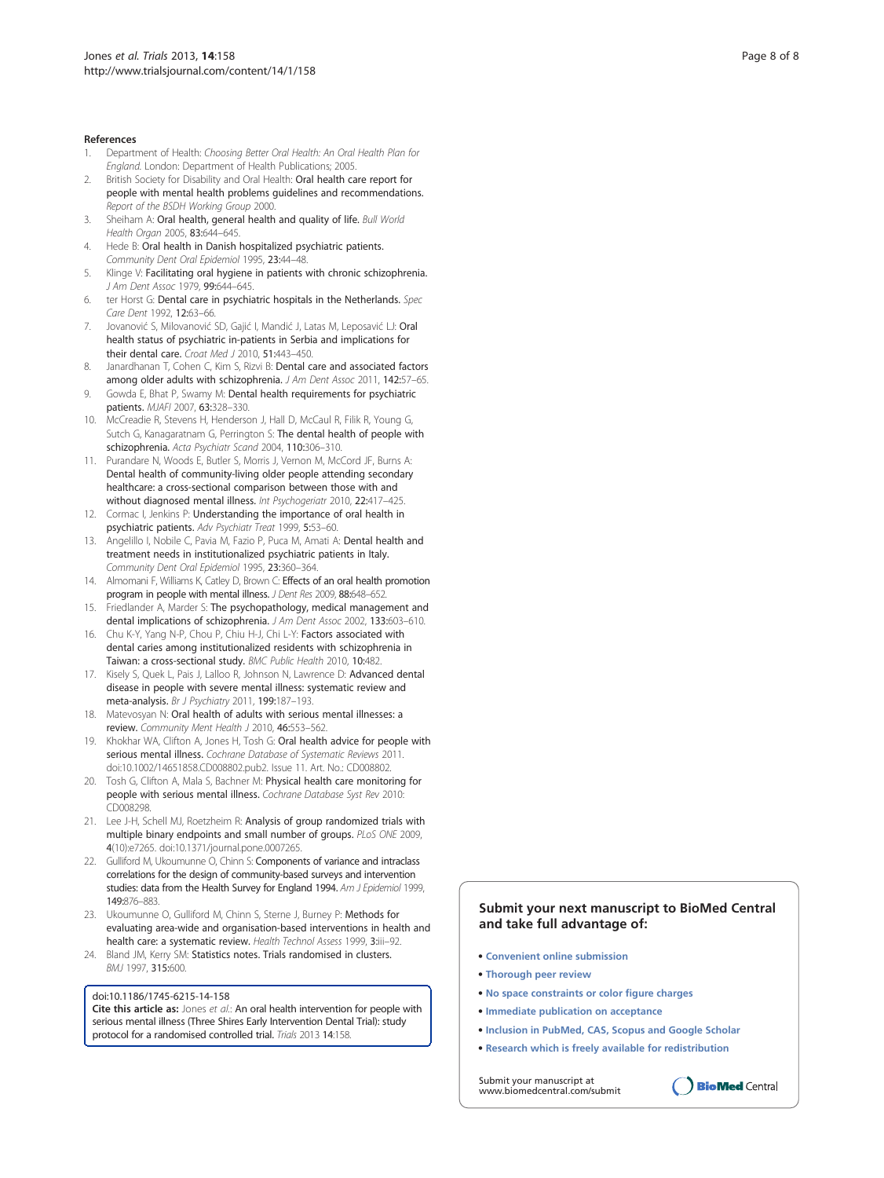## References

1. Department of Health: *Choosing Better Oral Health: An Oral Health Plan for England*. London: Department of Health Publications; 2005.
2. British Society for Disability and Oral Health: **Oral health care report for people with mental health problems guidelines and recommendations.** *Report of the BSDH Working Group* 2000.
3. Sheiham A: **Oral health, general health and quality of life.** *Bull World Health Organ* 2005, **83:**644–645.
4. Hede B: **Oral health in Danish hospitalized psychiatric patients.** *Community Dent Oral Epidemiol* 1995, **23:**44–48.
5. Klinge V: **Facilitating oral hygiene in patients with chronic schizophrenia.** *J Am Dent Assoc* 1979, **99:**644–645.
6. ter Horst G: **Dental care in psychiatric hospitals in the Netherlands.** *Spec Care Dent* 1992, **12:**63–66.
7. Jovanović S, Milovanović SD, Gajić I, Mandić J, Latas M, Leposavić LJ: **Oral health status of psychiatric in-patients in Serbia and implications for their dental care.** *Croat Med J* 2010, **51:**443–450.
8. Janardhanan T, Cohen C, Kim S, Rizvi B: **Dental care and associated factors among older adults with schizophrenia.** *J Am Dent Assoc* 2011, **142:**57–65.
9. Gowda E, Bhat P, Swamy M: **Dental health requirements for psychiatric patients.** *MJAFI* 2007, **63:**328–330.
10. McCreadie R, Stevens H, Henderson J, Hall D, McCaul R, Filik R, Young G, Sutch G, Kanagaratnam G, Perrington S: **The dental health of people with schizophrenia.** *Acta Psychiatr Scand* 2004, **110:**306–310.
11. Purandare N, Woods E, Butler S, Morris J, Vernon M, McCord JF, Burns A: **Dental health of community-living older people attending secondary healthcare: a cross-sectional comparison between those with and without diagnosed mental illness.** *Int Psychogeriatr* 2010, **22:**417–425.
12. Cormac I, Jenkins P: **Understanding the importance of oral health in psychiatric patients.** *Adv Psychiatr Treat* 1999, **5:**53–60.
13. Angelillo I, Nobile C, Pavia M, Fazio P, Puca M, Amati A: **Dental health and treatment needs in institutionalized psychiatric patients in Italy.** *Community Dent Oral Epidemiol* 1995, **23:**360–364.
14. Almomani F, Williams K, Catley D, Brown C: **Effects of an oral health promotion program in people with mental illness.** *J Dent Res* 2009, **88:**648–652.
15. Friedlander A, Marder S: **The psychopathology, medical management and dental implications of schizophrenia.** *J Am Dent Assoc* 2002, **133:**603–610.
16. Chu K-Y, Yang N-P, Chou P, Chiu H-J, Chi L-Y: **Factors associated with dental caries among institutionalized residents with schizophrenia in Taiwan: a cross-sectional study.** *BMC Public Health* 2010, **10:**482.
17. Kisely S, Quek L, Pais J, Lalloo R, Johnson N, Lawrence D: **Advanced dental disease in people with severe mental illness: systematic review and meta-analysis.** *Br J Psychiatry* 2011, **199:**187–193.
18. Matevosyan N: **Oral health of adults with serious mental illnesses: a review.** *Community Ment Health J* 2010, **46:**553–562.
19. Khokhar WA, Clifton A, Jones H, Tosh G: **Oral health advice for people with serious mental illness.** *Cochrane Database of Systematic Reviews* 2011. doi:10.1002/14651858.CD008802.pub2. Issue 11. Art. No.: CD008802.
20. Tosh G, Clifton A, Mala S, Bachner M: **Physical health care monitoring for people with serious mental illness.** *Cochrane Database Syst Rev* 2010: CD008298.
21. Lee J-H, Schell MJ, Roetzheim R: **Analysis of group randomized trials with multiple binary endpoints and small number of groups.** *PLoS ONE* 2009, **4**(10):e7265. doi:10.1371/journal.pone.0007265.
22. Gulliford M, Ukoumunne O, Chinn S: **Components of variance and intraclass correlations for the design of community-based surveys and intervention studies: data from the Health Survey for England 1994.** *Am J Epidemiol* 1999, **149:**876–883.
23. Ukoumunne O, Gulliford M, Chinn S, Sterne J, Burney P: **Methods for evaluating area-wide and organisation-based interventions in health and health care: a systematic review.** *Health Technol Assess* 1999, **3:**iii–92.
24. Bland JM, Kerry SM: **Statistics notes. Trials randomised in clusters.** *BMJ* 1997, **315:**600.

doi:10.1186/1745-6215-14-158

**Cite this article as:** Jones *et al.*: An oral health intervention for people with serious mental illness (Three Shires Early Intervention Dental Trial): study protocol for a randomised controlled trial. *Trials* 2013 **14**:158.

**Submit your next manuscript to BioMed Central and take full advantage of:**

- **Convenient online submission**
- **Thorough peer review**
- **No space constraints or color figure charges**
- **Immediate publication on acceptance**
- **Inclusion in PubMed, CAS, Scopus and Google Scholar**
- **Research which is freely available for redistribution**

Submit your manuscript at www.biomedcentral.com/submit